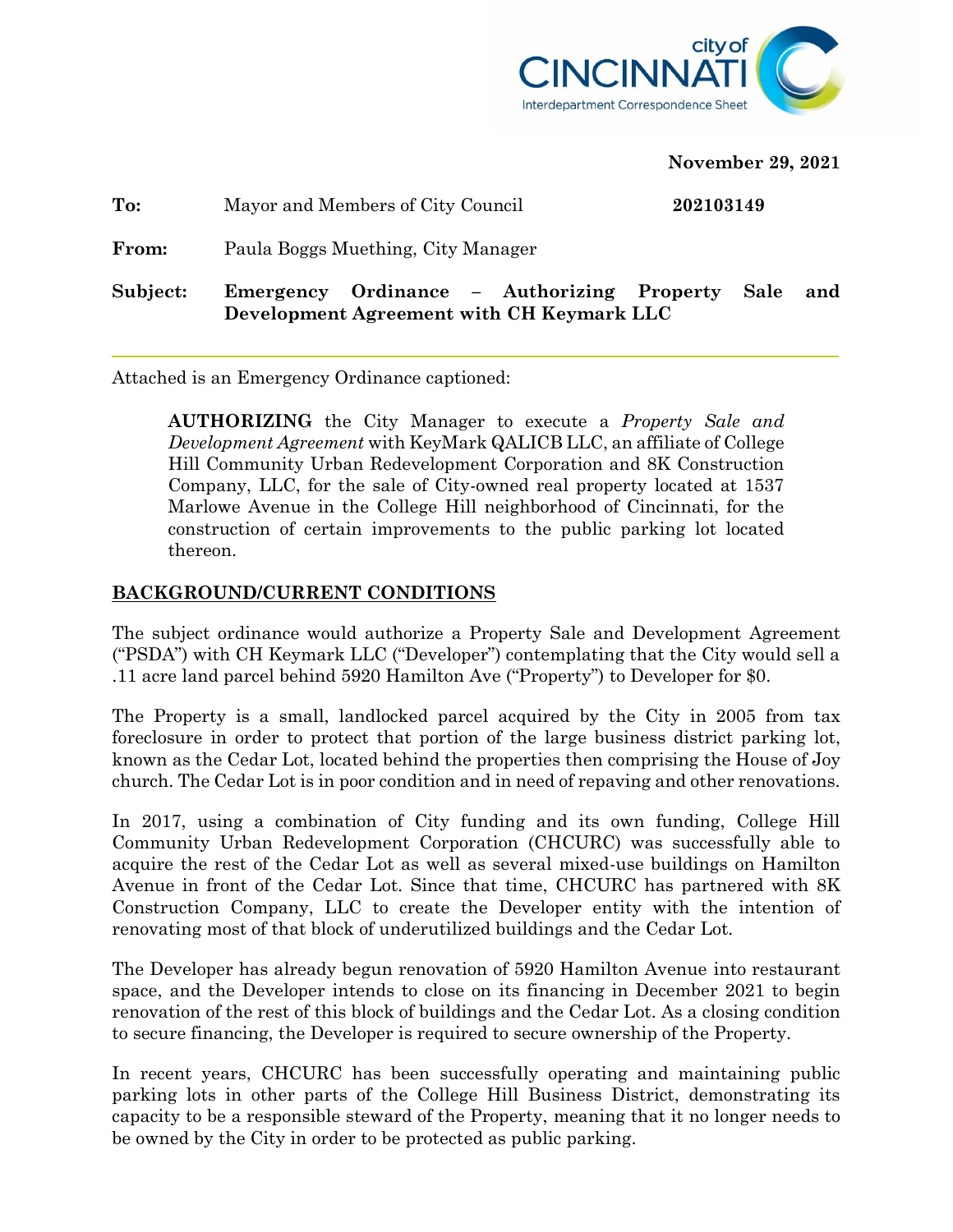November 29, 2021

**To:** Mayor and Members of City Council **202103149**

**From:** Paula Boggs Muething, City Manager

**Subject:** **Emergency Ordinance – Authorizing Property Sale and Development Agreement with CH Keymark LLC**

Attached is an Emergency Ordinance captioned:

> **AUTHORIZING** the City Manager to execute a *Property Sale and Development Agreement* with KeyMark QALICB LLC, an affiliate of College Hill Community Urban Redevelopment Corporation and 8K Construction Company, LLC, for the sale of City-owned real property located at 1537 Marlowe Avenue in the College Hill neighborhood of Cincinnati, for the construction of certain improvements to the public parking lot located thereon.

**BACKGROUND/CURRENT CONDITIONS**

The subject ordinance would authorize a Property Sale and Development Agreement ("PSDA") with CH Keymark LLC ("Developer") contemplating that the City would sell a .11 acre land parcel behind 5920 Hamilton Ave ("Property") to Developer for $0.

The Property is a small, landlocked parcel acquired by the City in 2005 from tax foreclosure in order to protect that portion of the large business district parking lot, known as the Cedar Lot, located behind the properties then comprising the House of Joy church. The Cedar Lot is in poor condition and in need of repaving and other renovations.

In 2017, using a combination of City funding and its own funding, College Hill Community Urban Redevelopment Corporation (CHCURC) was successfully able to acquire the rest of the Cedar Lot as well as several mixed-use buildings on Hamilton Avenue in front of the Cedar Lot. Since that time, CHCURC has partnered with 8K Construction Company, LLC to create the Developer entity with the intention of renovating most of that block of underutilized buildings and the Cedar Lot.

The Developer has already begun renovation of 5920 Hamilton Avenue into restaurant space, and the Developer intends to close on its financing in December 2021 to begin renovation of the rest of this block of buildings and the Cedar Lot. As a closing condition to secure financing, the Developer is required to secure ownership of the Property.

In recent years, CHCURC has been successfully operating and maintaining public parking lots in other parts of the College Hill Business District, demonstrating its capacity to be a responsible steward of the Property, meaning that it no longer needs to be owned by the City in order to be protected as public parking.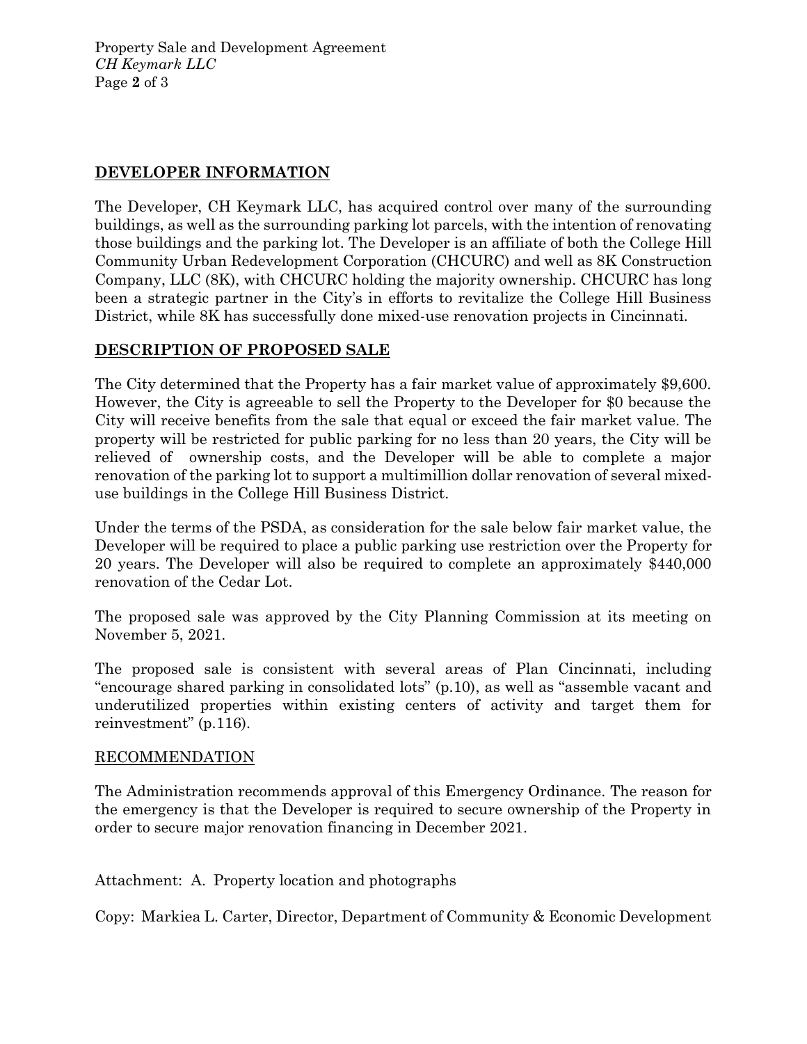## DEVELOPER INFORMATION

The Developer, CH Keymark LLC, has acquired control over many of the surrounding buildings, as well as the surrounding parking lot parcels, with the intention of renovating those buildings and the parking lot. The Developer is an affiliate of both the College Hill Community Urban Redevelopment Corporation (CHCURC) and well as 8K Construction Company, LLC (8K), with CHCURC holding the majority ownership. CHCURC has long been a strategic partner in the City's in efforts to revitalize the College Hill Business District, while 8K has successfully done mixed-use renovation projects in Cincinnati.

## DESCRIPTION OF PROPOSED SALE

The City determined that the Property has a fair market value of approximately $9,600. However, the City is agreeable to sell the Property to the Developer for $0 because the City will receive benefits from the sale that equal or exceed the fair market value. The property will be restricted for public parking for no less than 20 years, the City will be relieved of ownership costs, and the Developer will be able to complete a major renovation of the parking lot to support a multimillion dollar renovation of several mixed-use buildings in the College Hill Business District.

Under the terms of the PSDA, as consideration for the sale below fair market value, the Developer will be required to place a public parking use restriction over the Property for 20 years. The Developer will also be required to complete an approximately $440,000 renovation of the Cedar Lot.

The proposed sale was approved by the City Planning Commission at its meeting on November 5, 2021.

The proposed sale is consistent with several areas of Plan Cincinnati, including "encourage shared parking in consolidated lots" (p.10), as well as "assemble vacant and underutilized properties within existing centers of activity and target them for reinvestment" (p.116).

## RECOMMENDATION

The Administration recommends approval of this Emergency Ordinance. The reason for the emergency is that the Developer is required to secure ownership of the Property in order to secure major renovation financing in December 2021.

Attachment: A. Property location and photographs

Copy: Markiea L. Carter, Director, Department of Community & Economic Development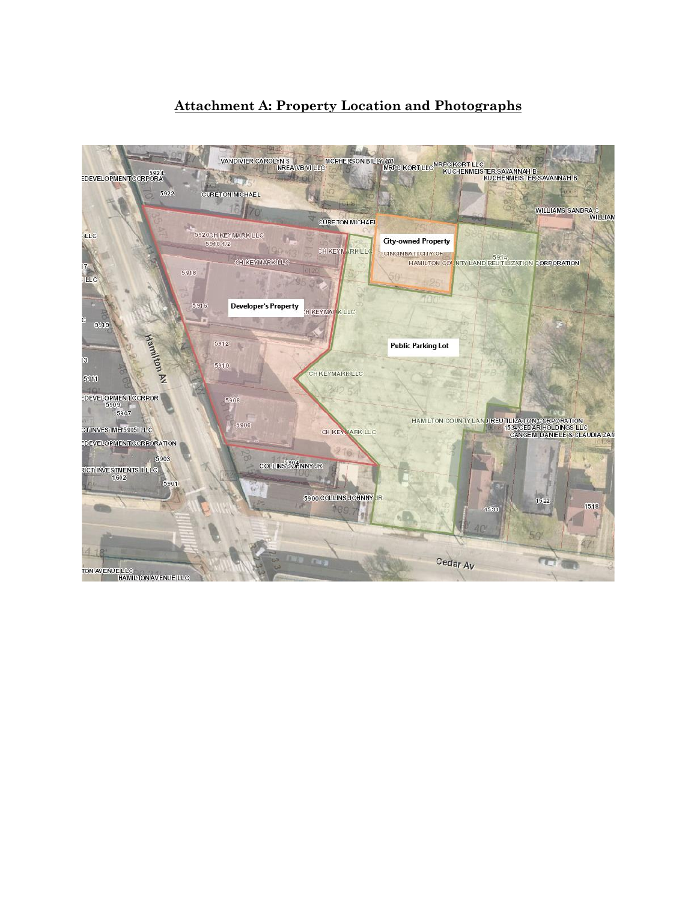# Attachment A: Property Location and Photographs

City-owned Property

Developer's Property

Public Parking Lot

Hamilton Av

Cedar Av